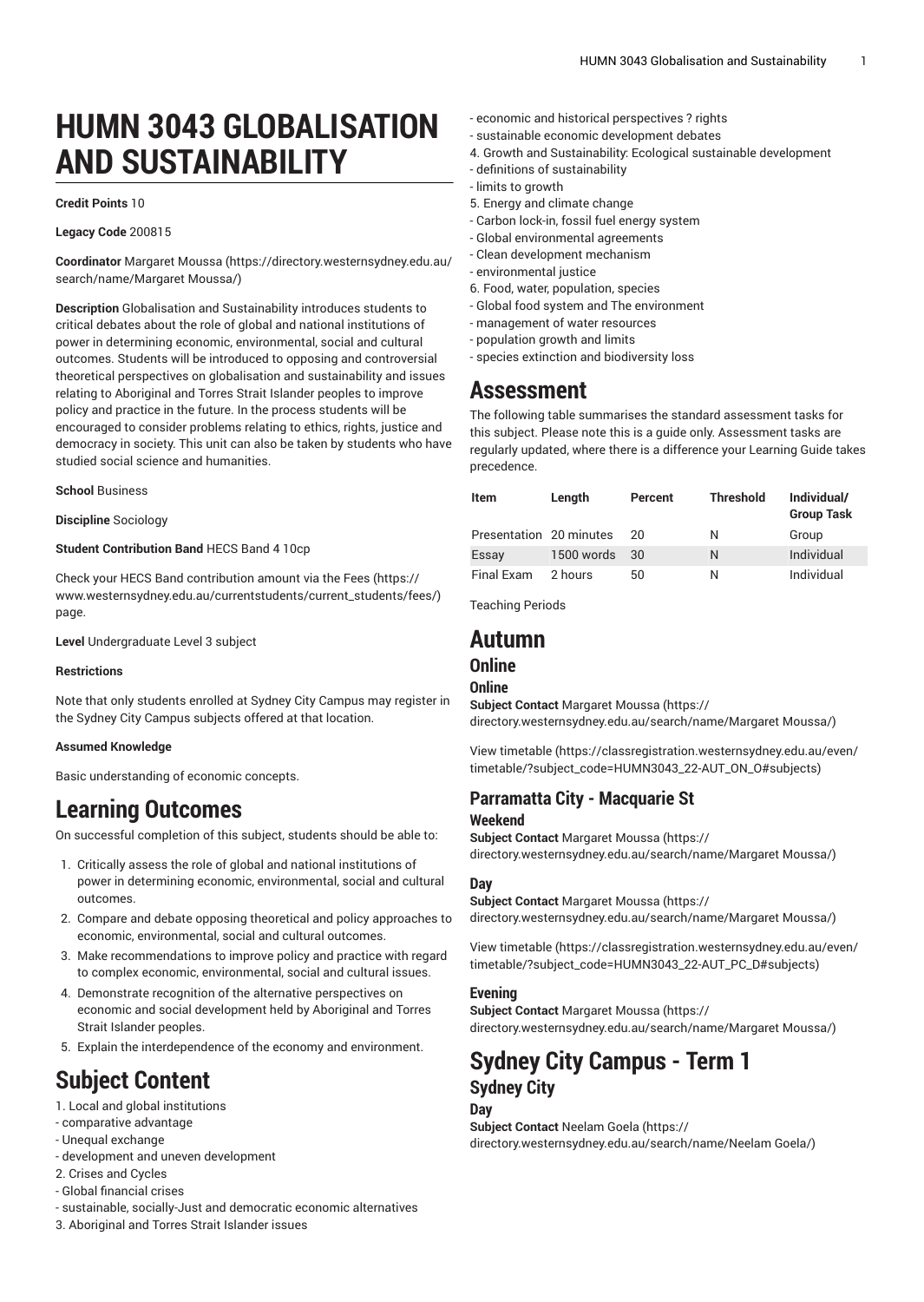# HUMN 3043 GLOBALISATION AND SUSTAINABILITY

**Credit Points** 10

**Legacy Code** 200815

**Coordinator** Margaret Moussa (https://directory.westernsydney.edu.au/search/name/Margaret Moussa/)

**Description** Globalisation and Sustainability introduces students to critical debates about the role of global and national institutions of power in determining economic, environmental, social and cultural outcomes. Students will be introduced to opposing and controversial theoretical perspectives on globalisation and sustainability and issues relating to Aboriginal and Torres Strait Islander peoples to improve policy and practice in the future. In the process students will be encouraged to consider problems relating to ethics, rights, justice and democracy in society. This unit can also be taken by students who have studied social science and humanities.

**School** Business

**Discipline** Sociology

**Student Contribution Band** HECS Band 4 10cp

Check your HECS Band contribution amount via the Fees (https://www.westernsydney.edu.au/currentstudents/current_students/fees/) page.

**Level** Undergraduate Level 3 subject

**Restrictions**

Note that only students enrolled at Sydney City Campus may register in the Sydney City Campus subjects offered at that location.

**Assumed Knowledge**

Basic understanding of economic concepts.

## Learning Outcomes

On successful completion of this subject, students should be able to:

1. Critically assess the role of global and national institutions of power in determining economic, environmental, social and cultural outcomes.
2. Compare and debate opposing theoretical and policy approaches to economic, environmental, social and cultural outcomes.
3. Make recommendations to improve policy and practice with regard to complex economic, environmental, social and cultural issues.
4. Demonstrate recognition of the alternative perspectives on economic and social development held by Aboriginal and Torres Strait Islander peoples.
5. Explain the interdependence of the economy and environment.

## Subject Content

1. Local and global institutions
- comparative advantage
- Unequal exchange
- development and uneven development
2. Crises and Cycles
- Global financial crises
- sustainable, socially-Just and democratic economic alternatives
3. Aboriginal and Torres Strait Islander issues
- economic and historical perspectives ? rights
- sustainable economic development debates
4. Growth and Sustainability: Ecological sustainable development
- definitions of sustainability
- limits to growth
5. Energy and climate change
- Carbon lock-in, fossil fuel energy system
- Global environmental agreements
- Clean development mechanism
- environmental justice
6. Food, water, population, species
- Global food system and The environment
- management of water resources
- population growth and limits
- species extinction and biodiversity loss

## Assessment

The following table summarises the standard assessment tasks for this subject. Please note this is a guide only. Assessment tasks are regularly updated, where there is a difference your Learning Guide takes precedence.

| Item | Length | Percent | Threshold | Individual/ Group Task |
|---|---|---|---|---|
| Presentation | 20 minutes | 20 | N | Group |
| Essay | 1500 words | 30 | N | Individual |
| Final Exam | 2 hours | 50 | N | Individual |

Teaching Periods

## Autumn

### Online

#### Online

**Subject Contact** Margaret Moussa (https://directory.westernsydney.edu.au/search/name/Margaret Moussa/)

View timetable (https://classregistration.westernsydney.edu.au/even/timetable/?subject_code=HUMN3043_22-AUT_ON_O#subjects)

### Parramatta City - Macquarie St

#### Weekend

**Subject Contact** Margaret Moussa (https://directory.westernsydney.edu.au/search/name/Margaret Moussa/)

#### Day

**Subject Contact** Margaret Moussa (https://directory.westernsydney.edu.au/search/name/Margaret Moussa/)

View timetable (https://classregistration.westernsydney.edu.au/even/timetable/?subject_code=HUMN3043_22-AUT_PC_D#subjects)

#### Evening

**Subject Contact** Margaret Moussa (https://directory.westernsydney.edu.au/search/name/Margaret Moussa/)

## Sydney City Campus - Term 1

### Sydney City

#### Day

**Subject Contact** Neelam Goela (https://directory.westernsydney.edu.au/search/name/Neelam Goela/)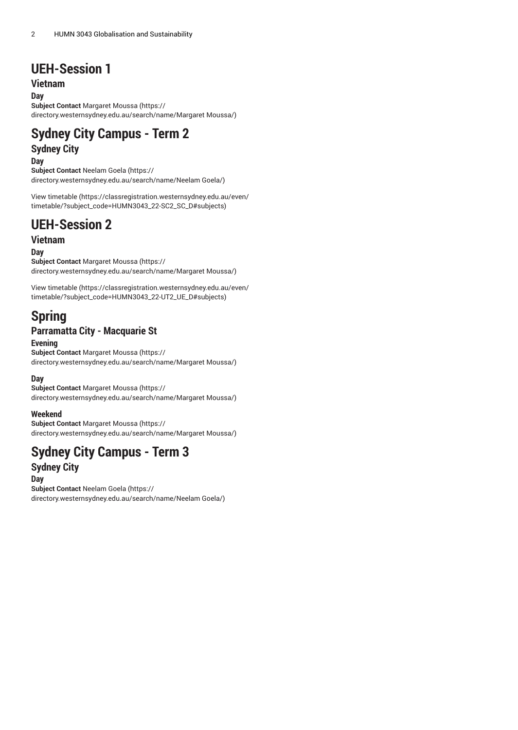# UEH-Session 1

## Vietnam

### Day

**Subject Contact** Margaret Moussa (https://directory.westernsydney.edu.au/search/name/Margaret Moussa/)

# Sydney City Campus - Term 2

## Sydney City

### Day

**Subject Contact** Neelam Goela (https://directory.westernsydney.edu.au/search/name/Neelam Goela/)

View timetable (https://classregistration.westernsydney.edu.au/even/timetable/?subject_code=HUMN3043_22-SC2_SC_D#subjects)

# UEH-Session 2

## Vietnam

### Day

**Subject Contact** Margaret Moussa (https://directory.westernsydney.edu.au/search/name/Margaret Moussa/)

View timetable (https://classregistration.westernsydney.edu.au/even/timetable/?subject_code=HUMN3043_22-UT2_UE_D#subjects)

# Spring

## Parramatta City - Macquarie St

### Evening

**Subject Contact** Margaret Moussa (https://directory.westernsydney.edu.au/search/name/Margaret Moussa/)

### Day

**Subject Contact** Margaret Moussa (https://directory.westernsydney.edu.au/search/name/Margaret Moussa/)

### Weekend

**Subject Contact** Margaret Moussa (https://directory.westernsydney.edu.au/search/name/Margaret Moussa/)

# Sydney City Campus - Term 3

## Sydney City

### Day

**Subject Contact** Neelam Goela (https://directory.westernsydney.edu.au/search/name/Neelam Goela/)